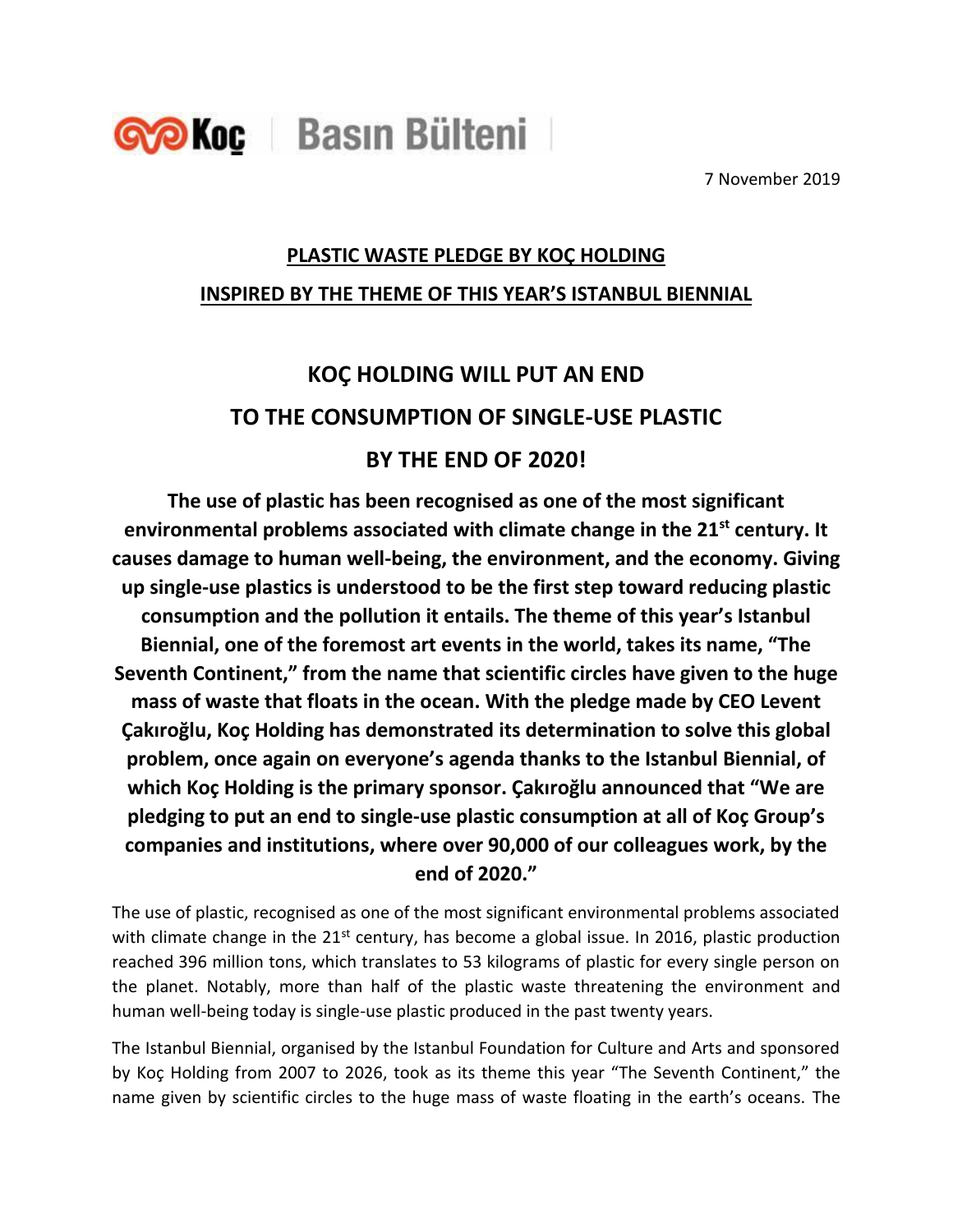Koç | Basın Bülteni

7 November 2019

**PLASTIC WASTE PLEDGE BY KOÇ HOLDING**

**INSPIRED BY THE THEME OF THIS YEAR'S ISTANBUL BIENNIAL**

# KOÇ HOLDING WILL PUT AN END TO THE CONSUMPTION OF SINGLE-USE PLASTIC BY THE END OF 2020!

**The use of plastic has been recognised as one of the most significant environmental problems associated with climate change in the 21st century. It causes damage to human well-being, the environment, and the economy. Giving up single-use plastics is understood to be the first step toward reducing plastic consumption and the pollution it entails. The theme of this year's Istanbul Biennial, one of the foremost art events in the world, takes its name, "The Seventh Continent," from the name that scientific circles have given to the huge mass of waste that floats in the ocean. With the pledge made by CEO Levent Çakıroğlu, Koç Holding has demonstrated its determination to solve this global problem, once again on everyone's agenda thanks to the Istanbul Biennial, of which Koç Holding is the primary sponsor. Çakıroğlu announced that "We are pledging to put an end to single-use plastic consumption at all of Koç Group's companies and institutions, where over 90,000 of our colleagues work, by the end of 2020."**

The use of plastic, recognised as one of the most significant environmental problems associated with climate change in the 21st century, has become a global issue. In 2016, plastic production reached 396 million tons, which translates to 53 kilograms of plastic for every single person on the planet. Notably, more than half of the plastic waste threatening the environment and human well-being today is single-use plastic produced in the past twenty years.

The Istanbul Biennial, organised by the Istanbul Foundation for Culture and Arts and sponsored by Koç Holding from 2007 to 2026, took as its theme this year "The Seventh Continent," the name given by scientific circles to the huge mass of waste floating in the earth's oceans. The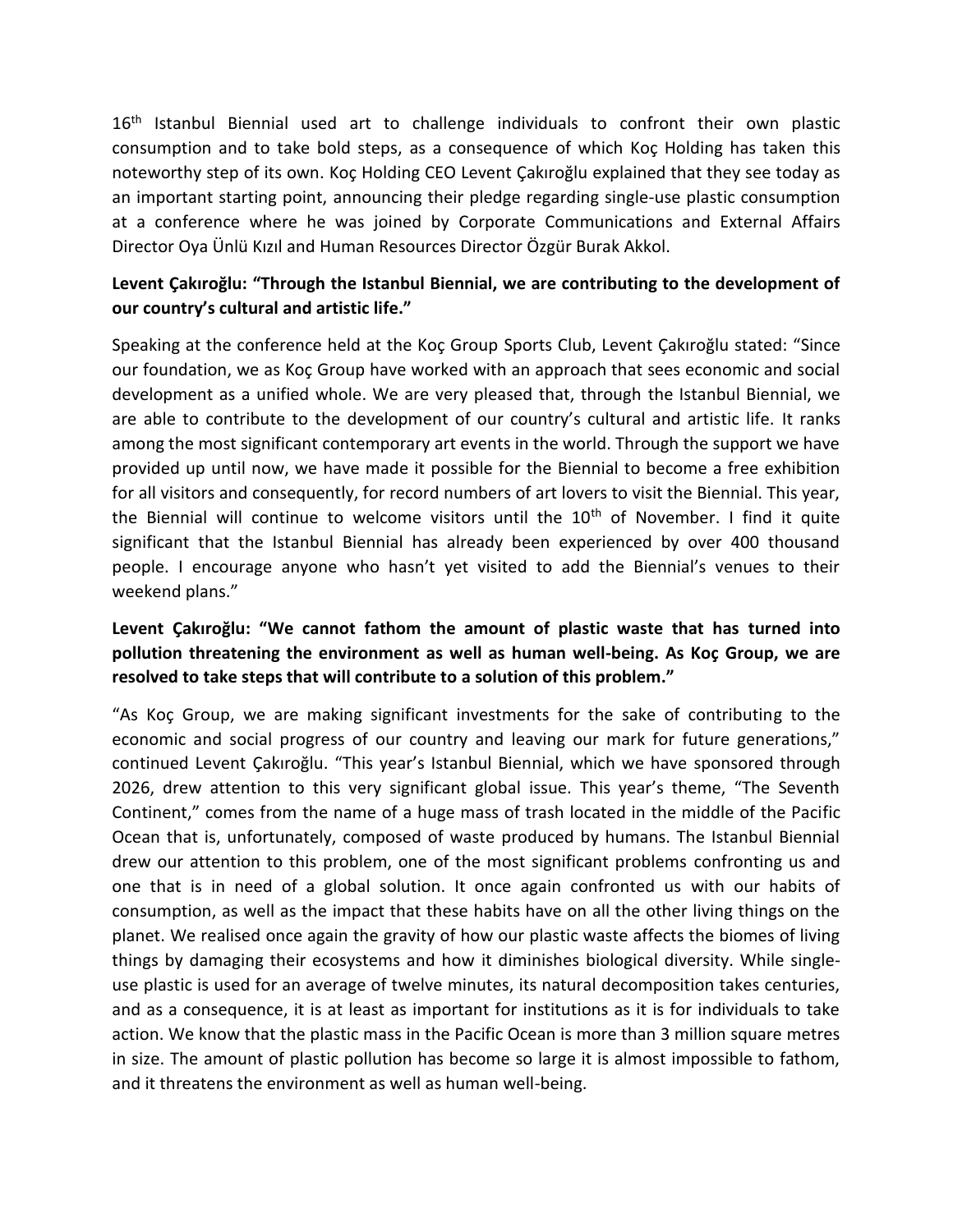16th Istanbul Biennial used art to challenge individuals to confront their own plastic consumption and to take bold steps, as a consequence of which Koç Holding has taken this noteworthy step of its own. Koç Holding CEO Levent Çakıroğlu explained that they see today as an important starting point, announcing their pledge regarding single-use plastic consumption at a conference where he was joined by Corporate Communications and External Affairs Director Oya Ünlü Kızıl and Human Resources Director Özgür Burak Akkol.

**Levent Çakıroğlu: "Through the Istanbul Biennial, we are contributing to the development of our country's cultural and artistic life."**

Speaking at the conference held at the Koç Group Sports Club, Levent Çakıroğlu stated: "Since our foundation, we as Koç Group have worked with an approach that sees economic and social development as a unified whole. We are very pleased that, through the Istanbul Biennial, we are able to contribute to the development of our country's cultural and artistic life. It ranks among the most significant contemporary art events in the world. Through the support we have provided up until now, we have made it possible for the Biennial to become a free exhibition for all visitors and consequently, for record numbers of art lovers to visit the Biennial. This year, the Biennial will continue to welcome visitors until the 10th of November. I find it quite significant that the Istanbul Biennial has already been experienced by over 400 thousand people. I encourage anyone who hasn't yet visited to add the Biennial's venues to their weekend plans."

**Levent Çakıroğlu: "We cannot fathom the amount of plastic waste that has turned into pollution threatening the environment as well as human well-being. As Koç Group, we are resolved to take steps that will contribute to a solution of this problem."**

"As Koç Group, we are making significant investments for the sake of contributing to the economic and social progress of our country and leaving our mark for future generations," continued Levent Çakıroğlu. "This year's Istanbul Biennial, which we have sponsored through 2026, drew attention to this very significant global issue. This year's theme, "The Seventh Continent," comes from the name of a huge mass of trash located in the middle of the Pacific Ocean that is, unfortunately, composed of waste produced by humans. The Istanbul Biennial drew our attention to this problem, one of the most significant problems confronting us and one that is in need of a global solution. It once again confronted us with our habits of consumption, as well as the impact that these habits have on all the other living things on the planet. We realised once again the gravity of how our plastic waste affects the biomes of living things by damaging their ecosystems and how it diminishes biological diversity. While single-use plastic is used for an average of twelve minutes, its natural decomposition takes centuries, and as a consequence, it is at least as important for institutions as it is for individuals to take action. We know that the plastic mass in the Pacific Ocean is more than 3 million square metres in size. The amount of plastic pollution has become so large it is almost impossible to fathom, and it threatens the environment as well as human well-being.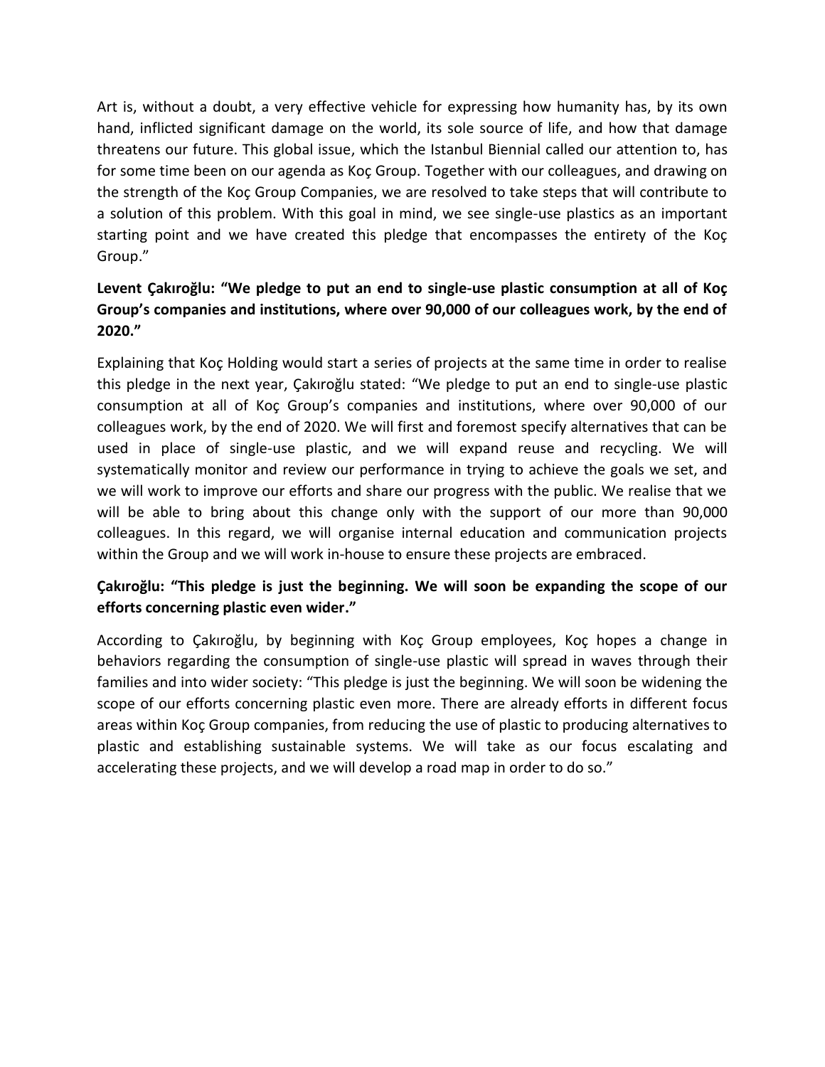Art is, without a doubt, a very effective vehicle for expressing how humanity has, by its own hand, inflicted significant damage on the world, its sole source of life, and how that damage threatens our future. This global issue, which the Istanbul Biennial called our attention to, has for some time been on our agenda as Koç Group. Together with our colleagues, and drawing on the strength of the Koç Group Companies, we are resolved to take steps that will contribute to a solution of this problem. With this goal in mind, we see single-use plastics as an important starting point and we have created this pledge that encompasses the entirety of the Koç Group."

**Levent Çakıroğlu: "We pledge to put an end to single-use plastic consumption at all of Koç Group's companies and institutions, where over 90,000 of our colleagues work, by the end of 2020."**

Explaining that Koç Holding would start a series of projects at the same time in order to realise this pledge in the next year, Çakıroğlu stated: "We pledge to put an end to single-use plastic consumption at all of Koç Group's companies and institutions, where over 90,000 of our colleagues work, by the end of 2020. We will first and foremost specify alternatives that can be used in place of single-use plastic, and we will expand reuse and recycling. We will systematically monitor and review our performance in trying to achieve the goals we set, and we will work to improve our efforts and share our progress with the public. We realise that we will be able to bring about this change only with the support of our more than 90,000 colleagues. In this regard, we will organise internal education and communication projects within the Group and we will work in-house to ensure these projects are embraced.

**Çakıroğlu: "This pledge is just the beginning. We will soon be expanding the scope of our efforts concerning plastic even wider."**

According to Çakıroğlu, by beginning with Koç Group employees, Koç hopes a change in behaviors regarding the consumption of single-use plastic will spread in waves through their families and into wider society: "This pledge is just the beginning. We will soon be widening the scope of our efforts concerning plastic even more. There are already efforts in different focus areas within Koç Group companies, from reducing the use of plastic to producing alternatives to plastic and establishing sustainable systems. We will take as our focus escalating and accelerating these projects, and we will develop a road map in order to do so."